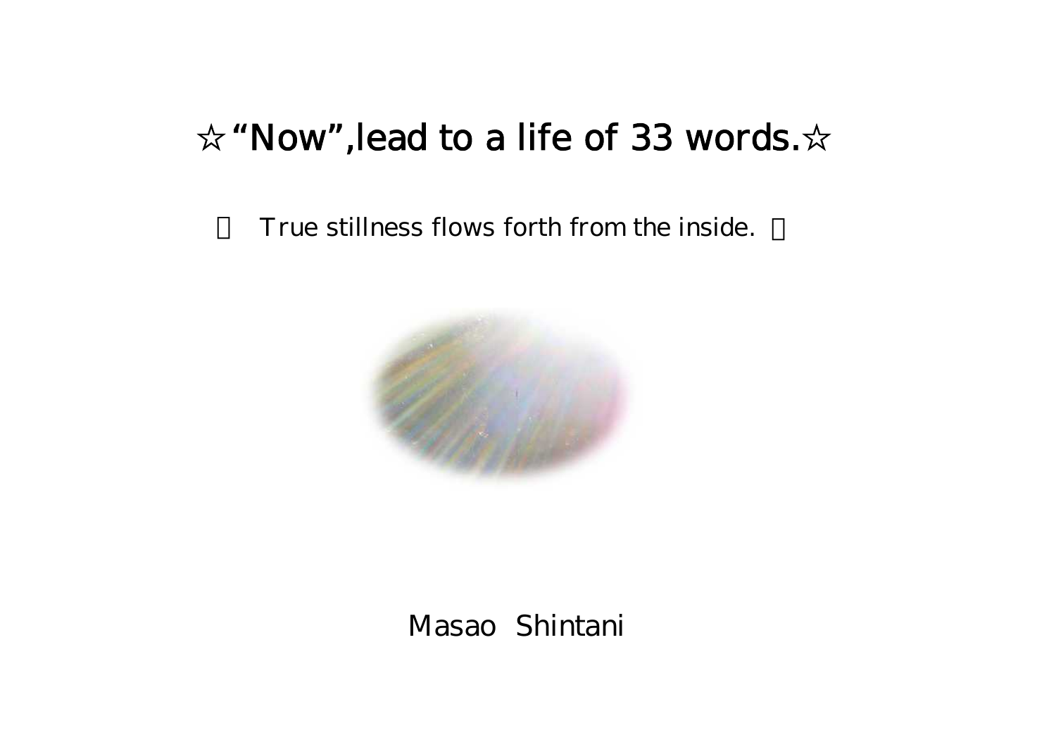# ☆"Now",lead to a life of 33 words.☆

True stillness flows forth from the inside.

Masao Shintani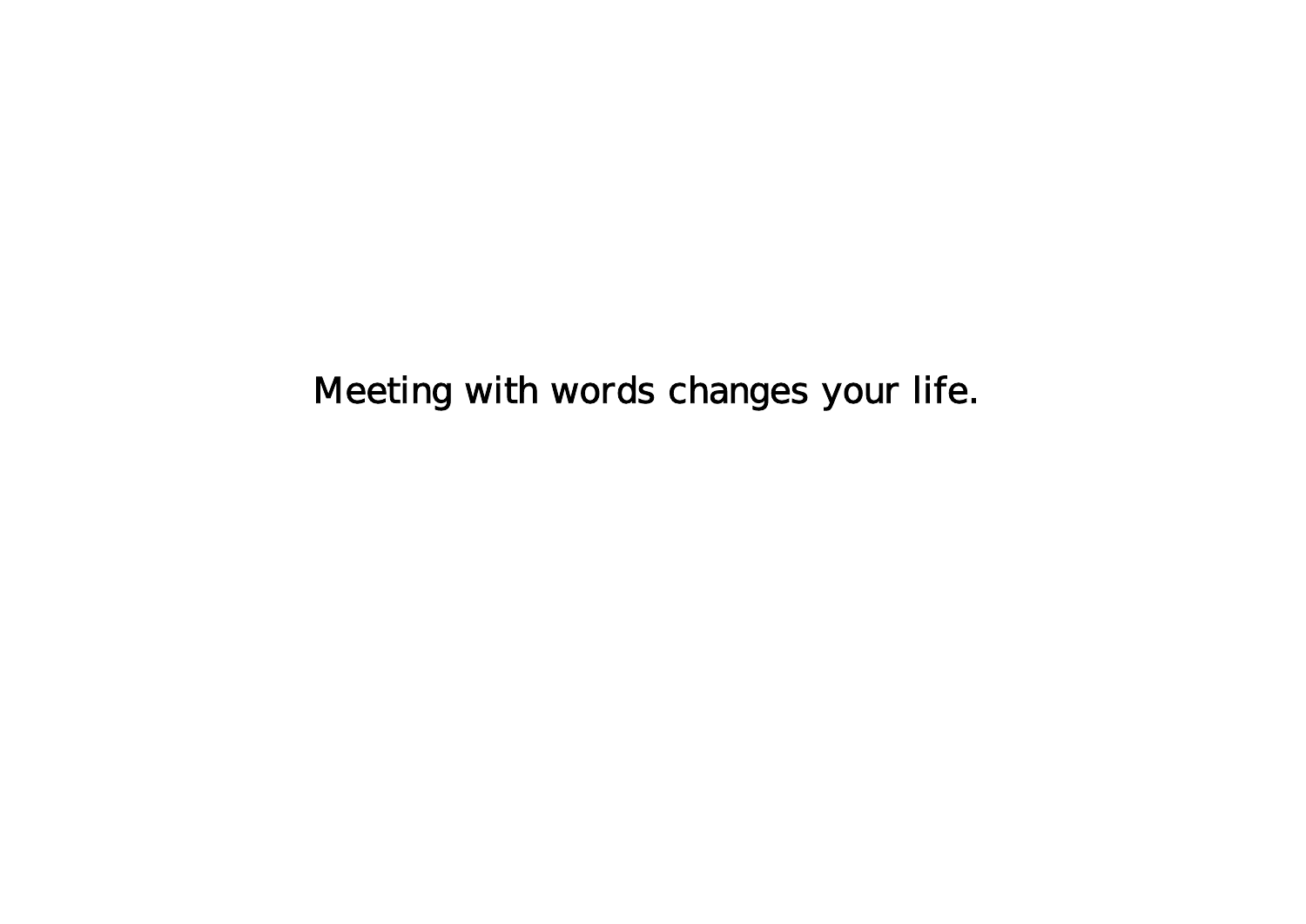Meeting with words changes your life.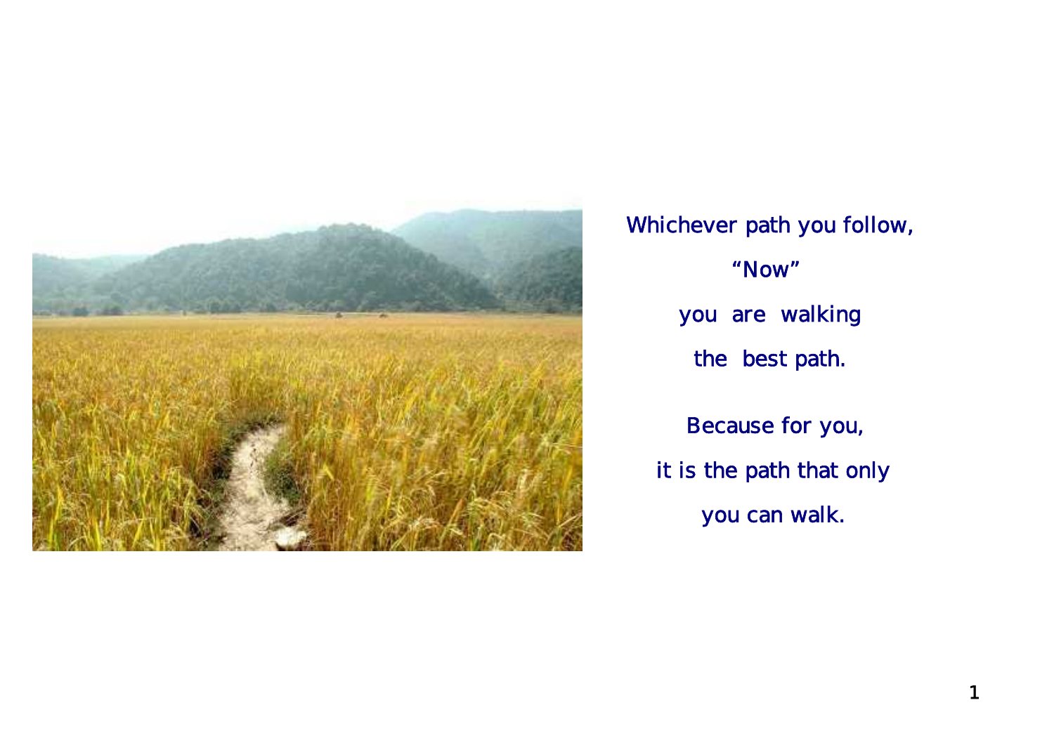Whichever path you follow,

"Now"

you are walking

the best path.

Because for you,

it is the path that only

you can walk.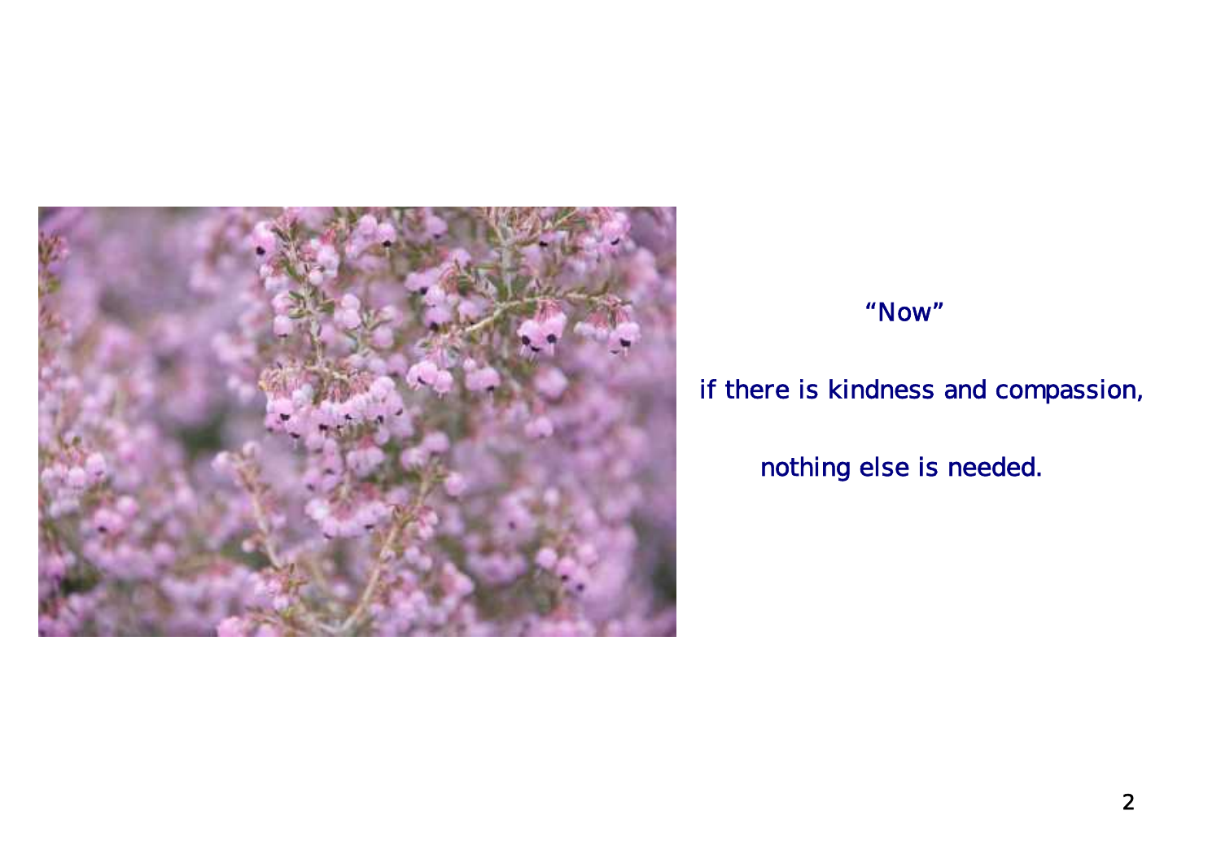"Now"

if there is kindness and compassion,

nothing else is needed.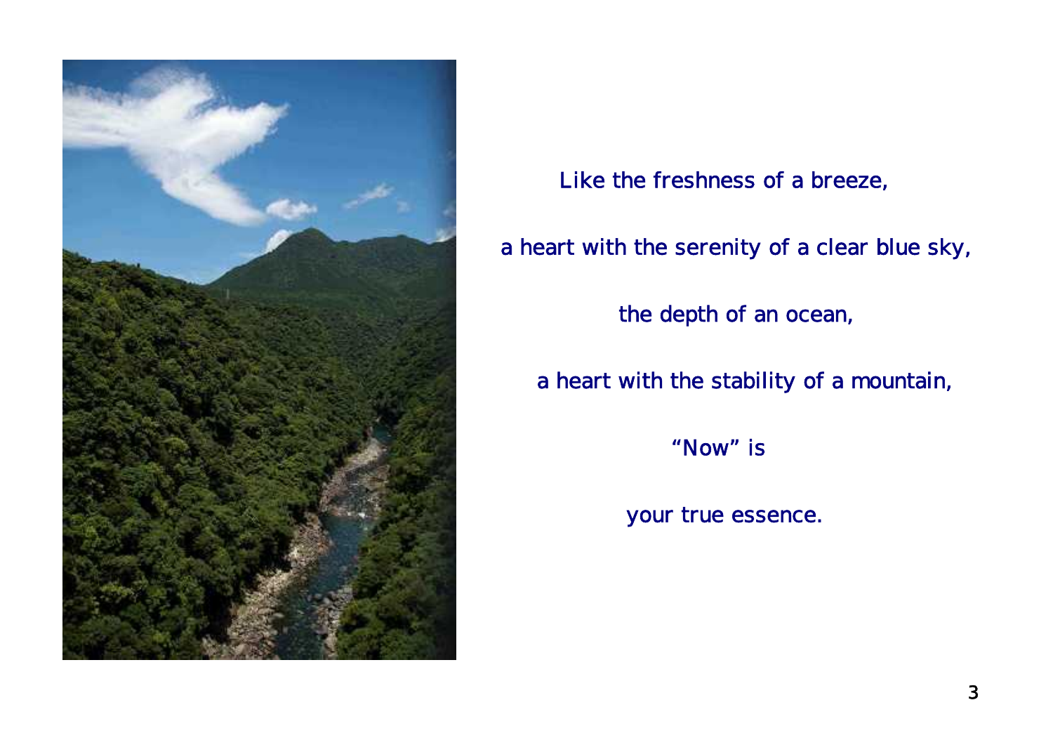Like the freshness of a breeze,

a heart with the serenity of a clear blue sky,

the depth of an ocean,

a heart with the stability of a mountain,

“Now” is

your true essence.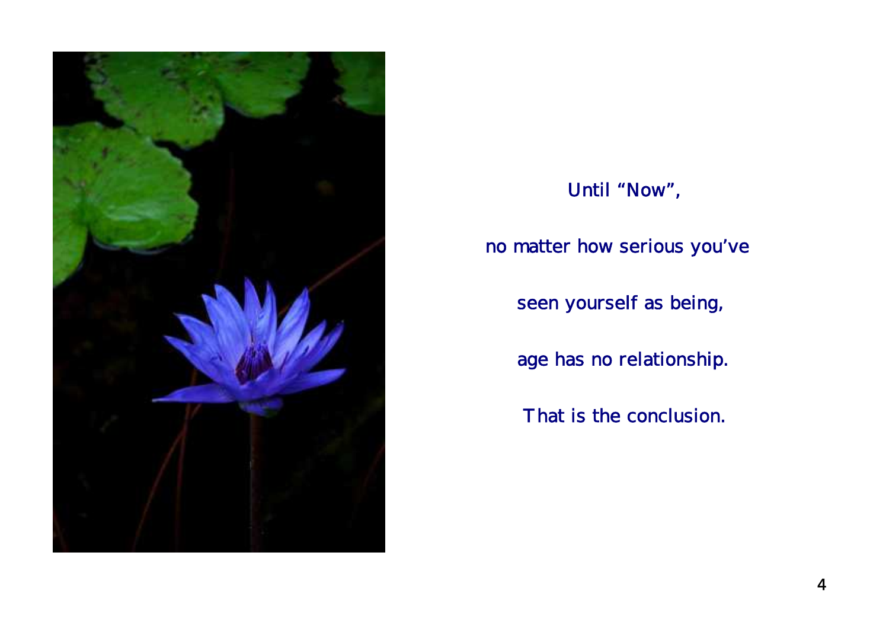Until “Now”,

no matter how serious you’ve

seen yourself as being,

age has no relationship.

That is the conclusion.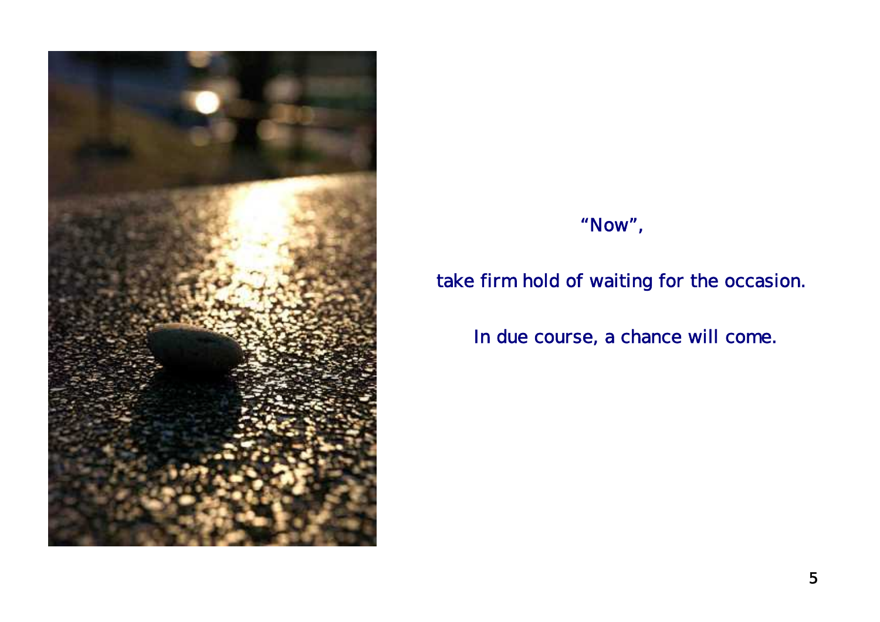"Now",

take firm hold of waiting for the occasion.

In due course, a chance will come.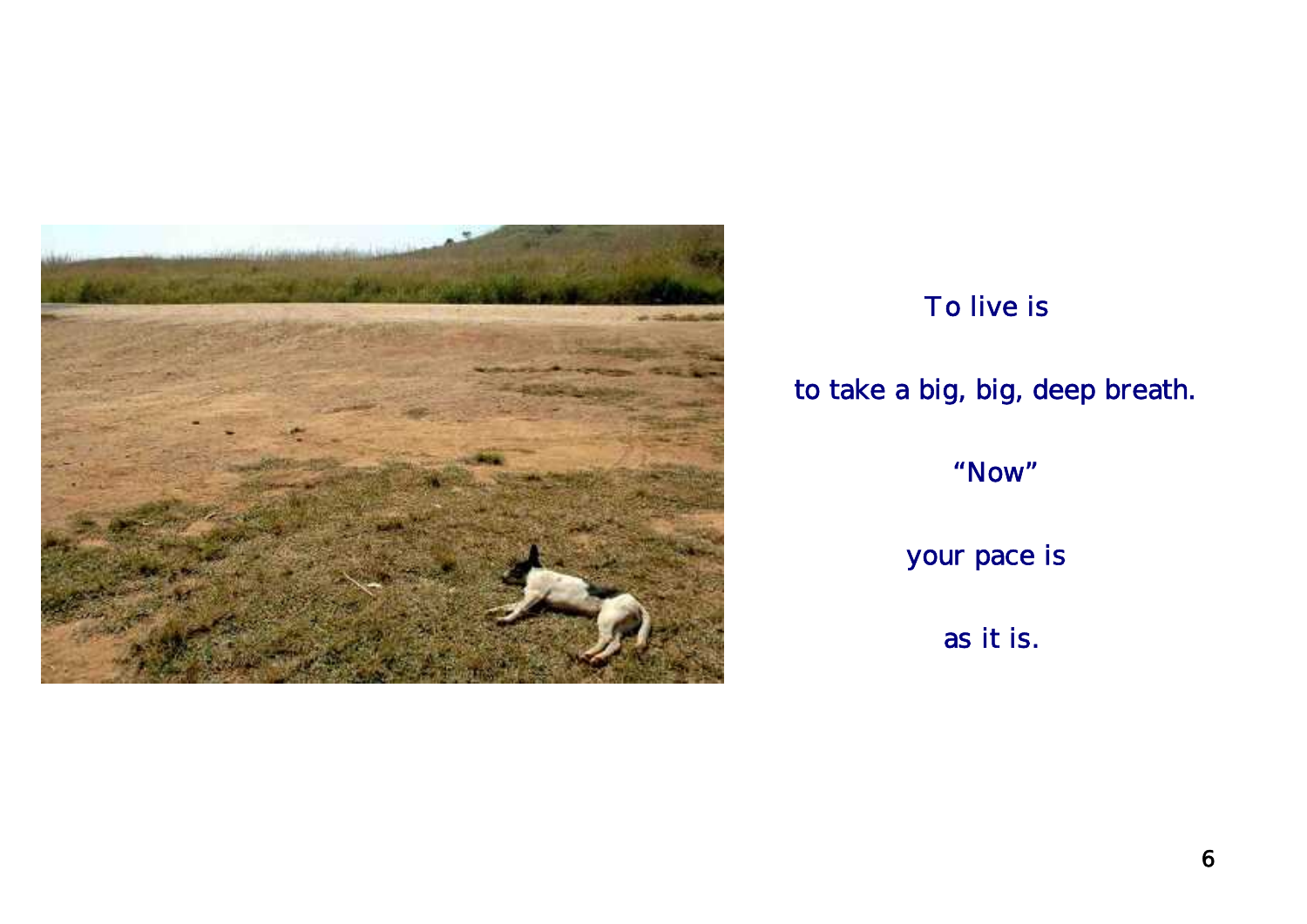To live is

to take a big, big, deep breath.

“Now”

your pace is

as it is.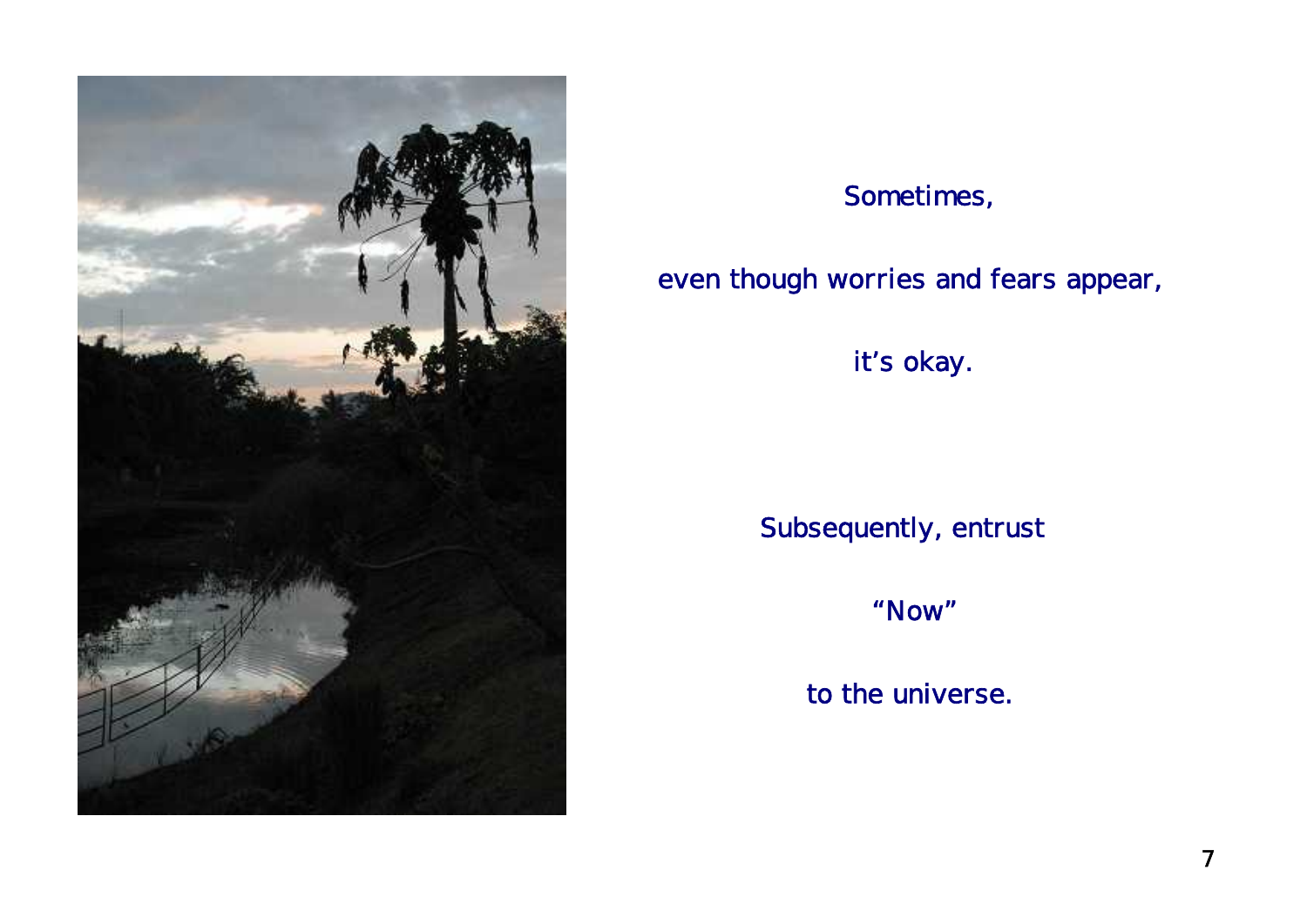Sometimes,

even though worries and fears appear,

it's okay.

Subsequently, entrust

"Now"

to the universe.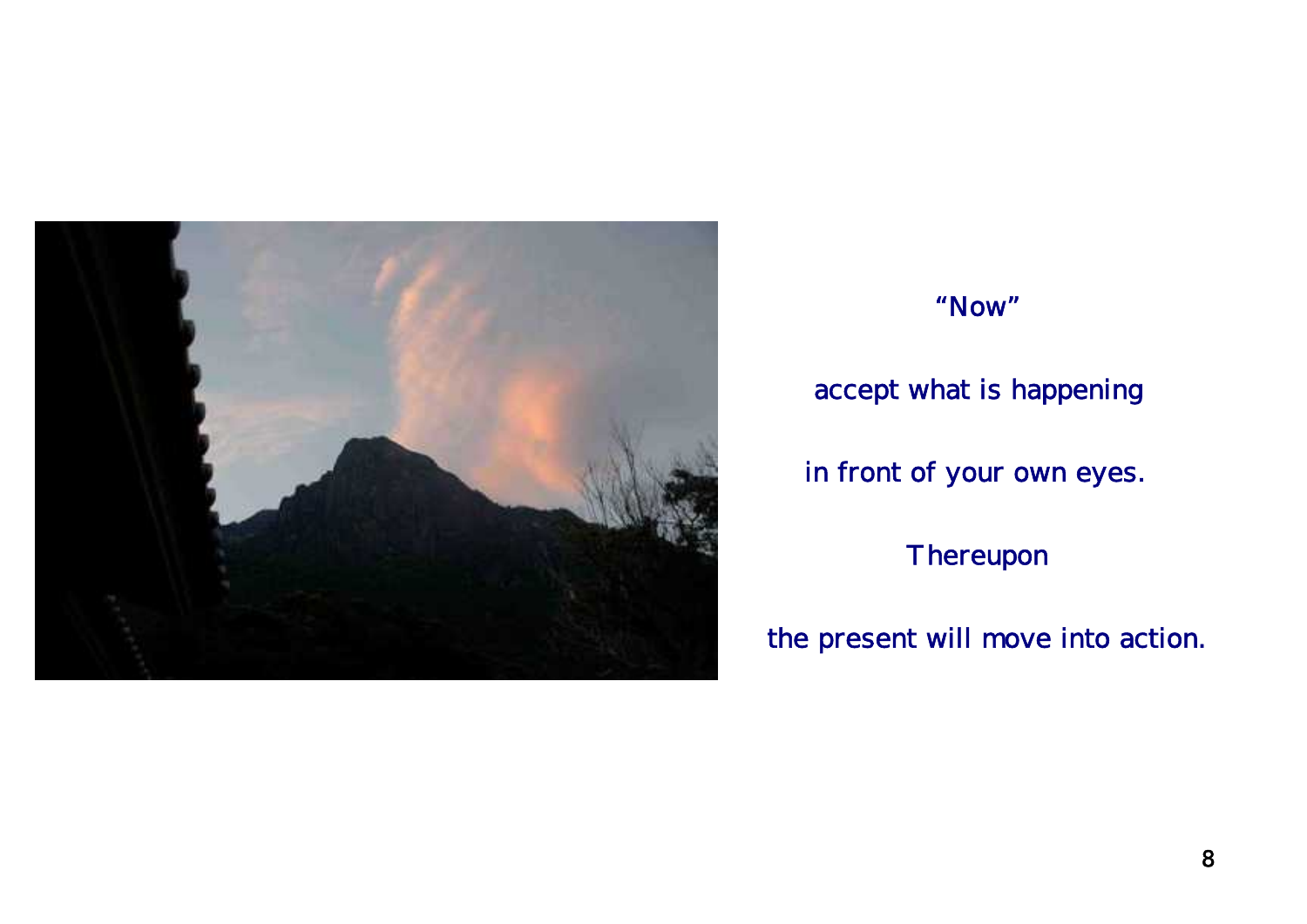"Now"

accept what is happening

in front of your own eyes.

Thereupon

the present will move into action.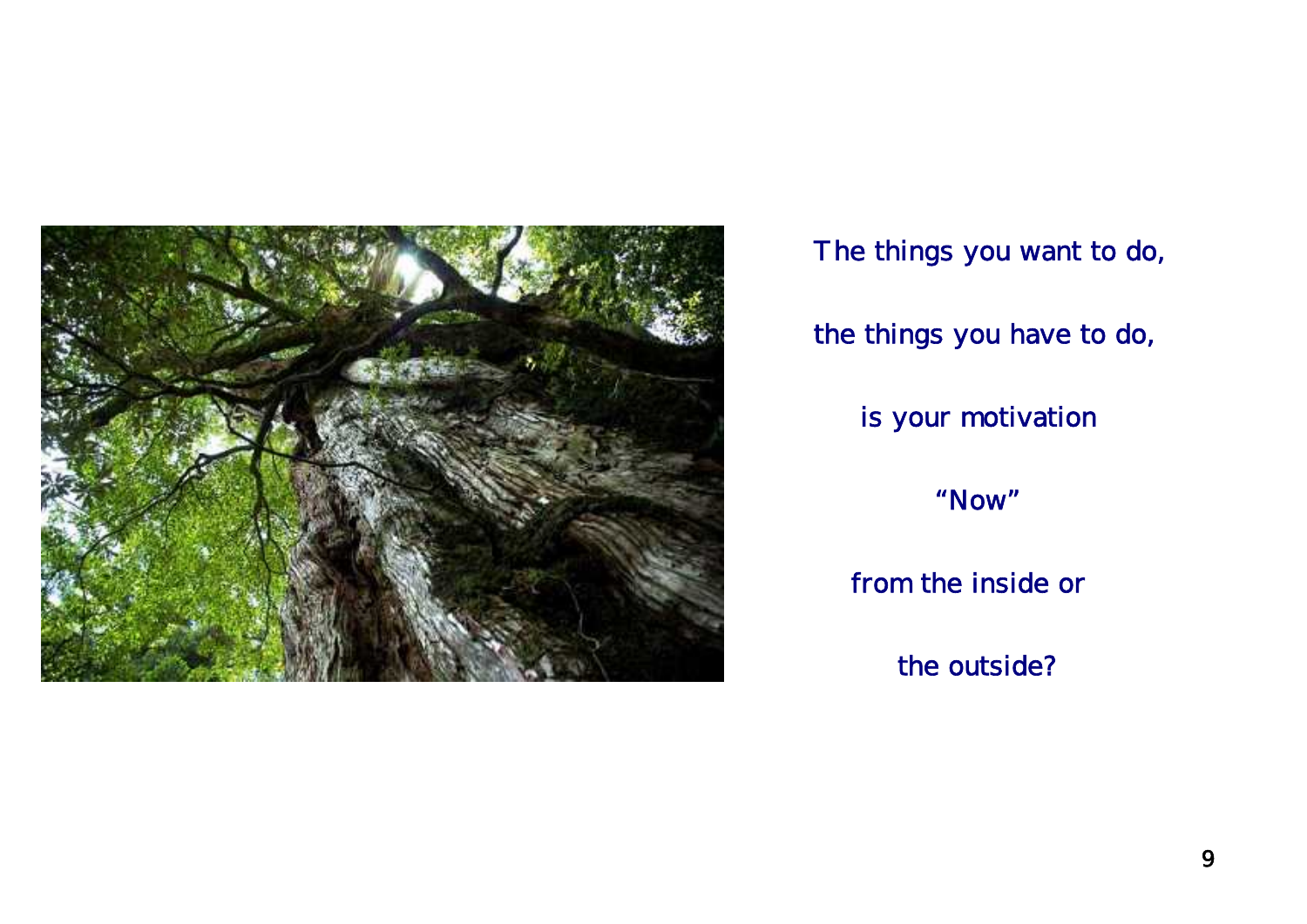The things you want to do,

the things you have to do,

is your motivation

“Now”

from the inside or

the outside?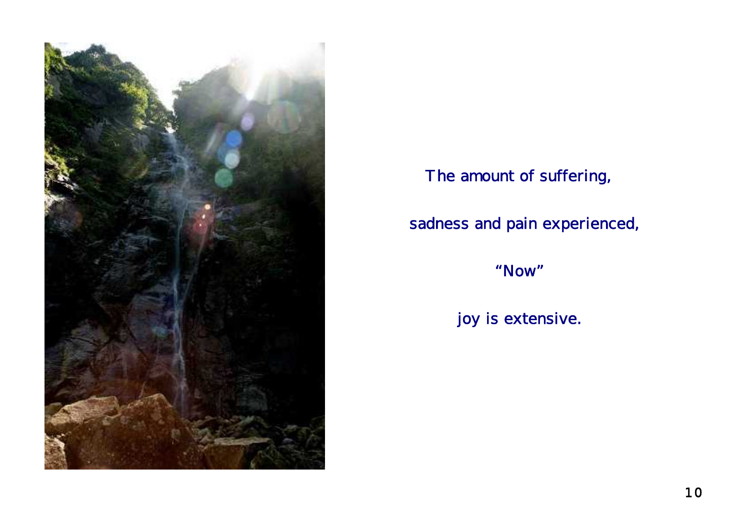The amount of suffering,

sadness and pain experienced,

“Now”

joy is extensive.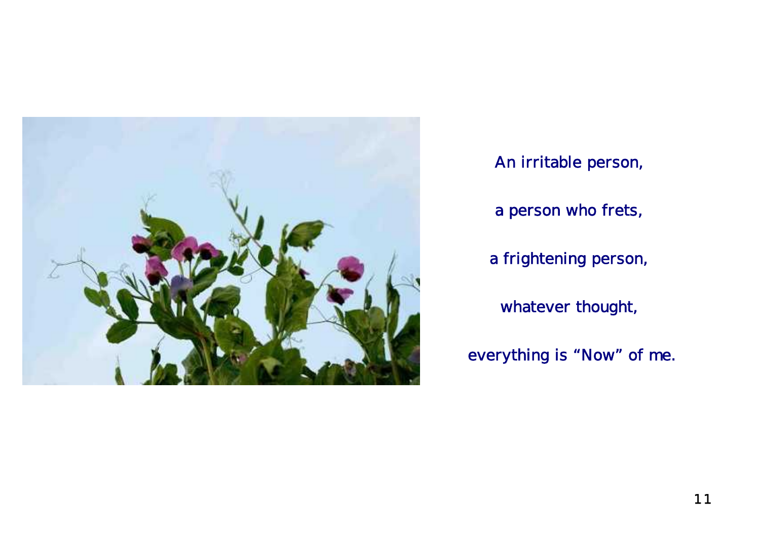An irritable person,

a person who frets,

a frightening person,

whatever thought,

everything is “Now” of me.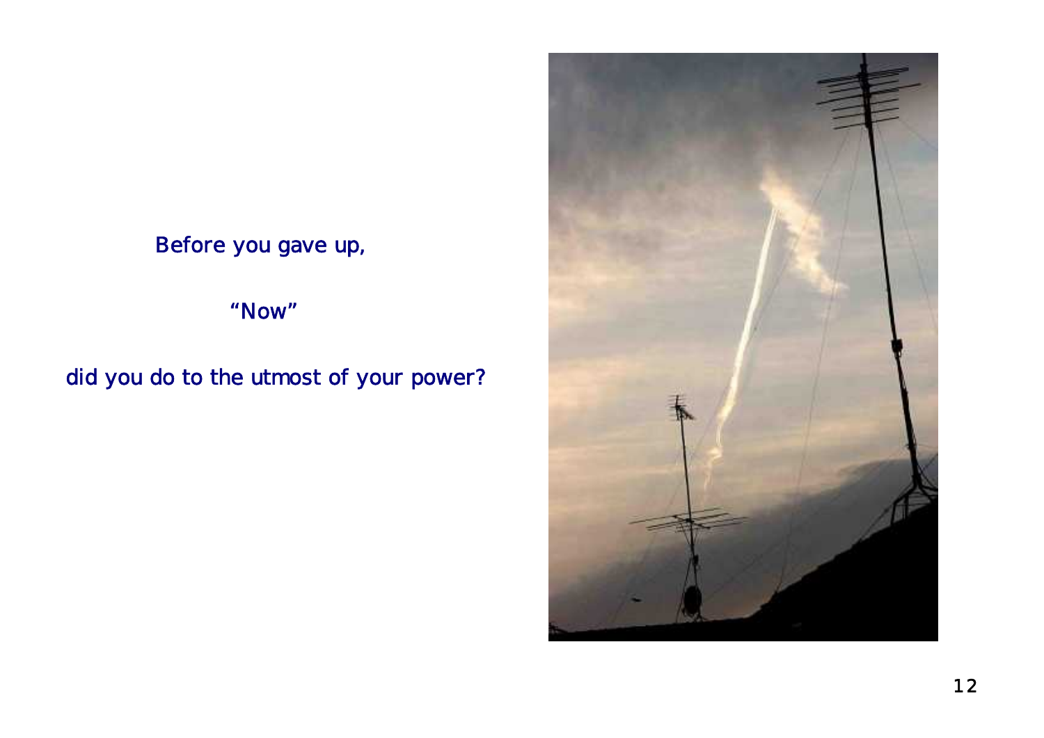Before you gave up,

"Now"

did you do to the utmost of your power?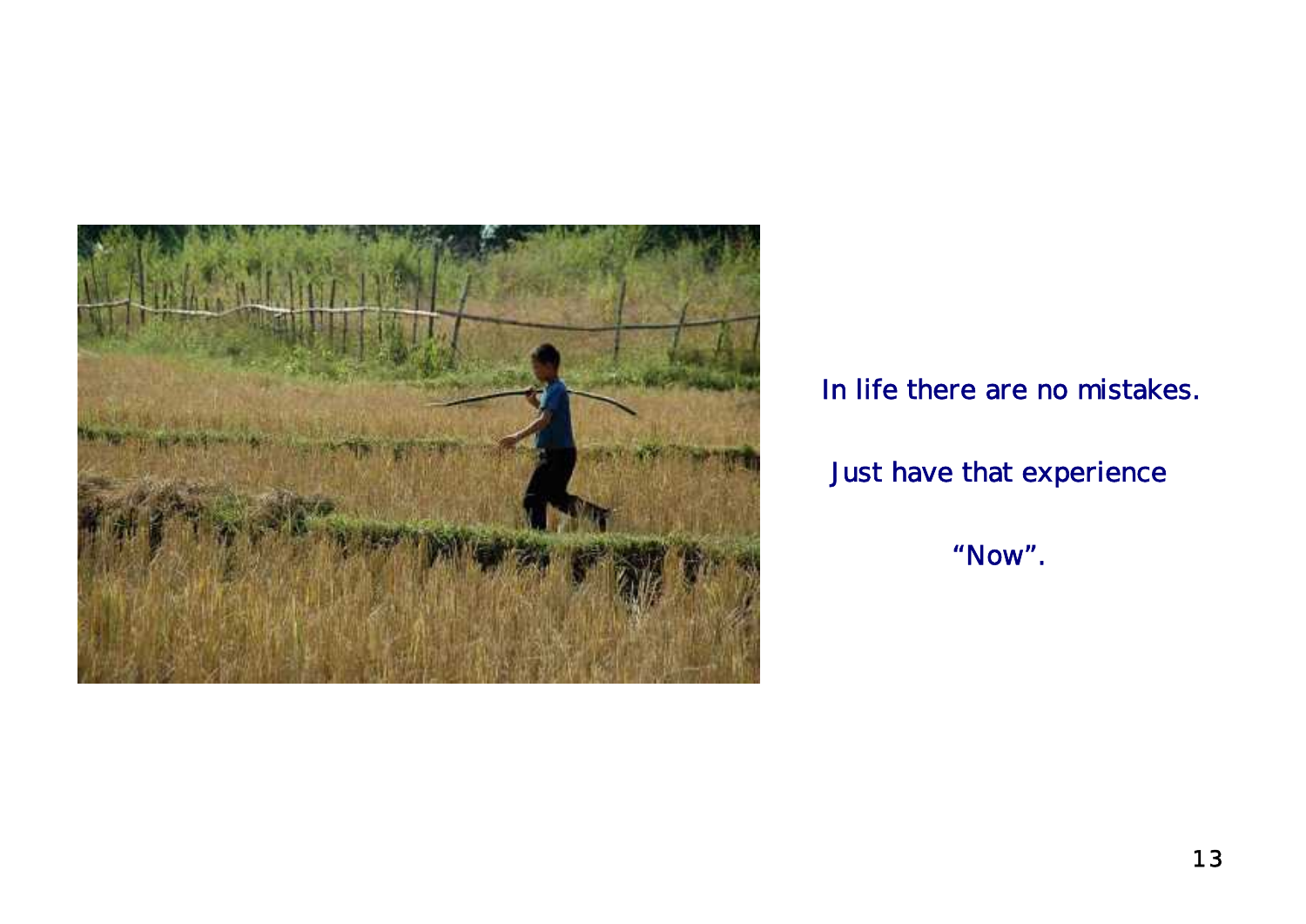In life there are no mistakes.

Just have that experience

"Now".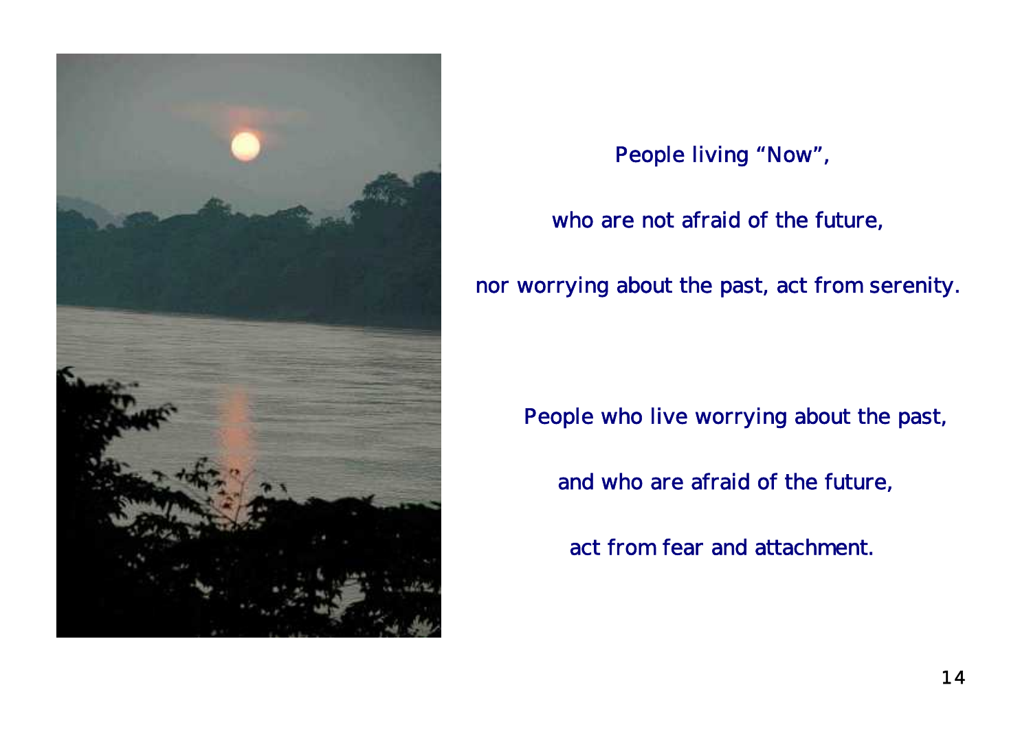People living “Now”,

who are not afraid of the future,

nor worrying about the past, act from serenity.

People who live worrying about the past,

and who are afraid of the future,

act from fear and attachment.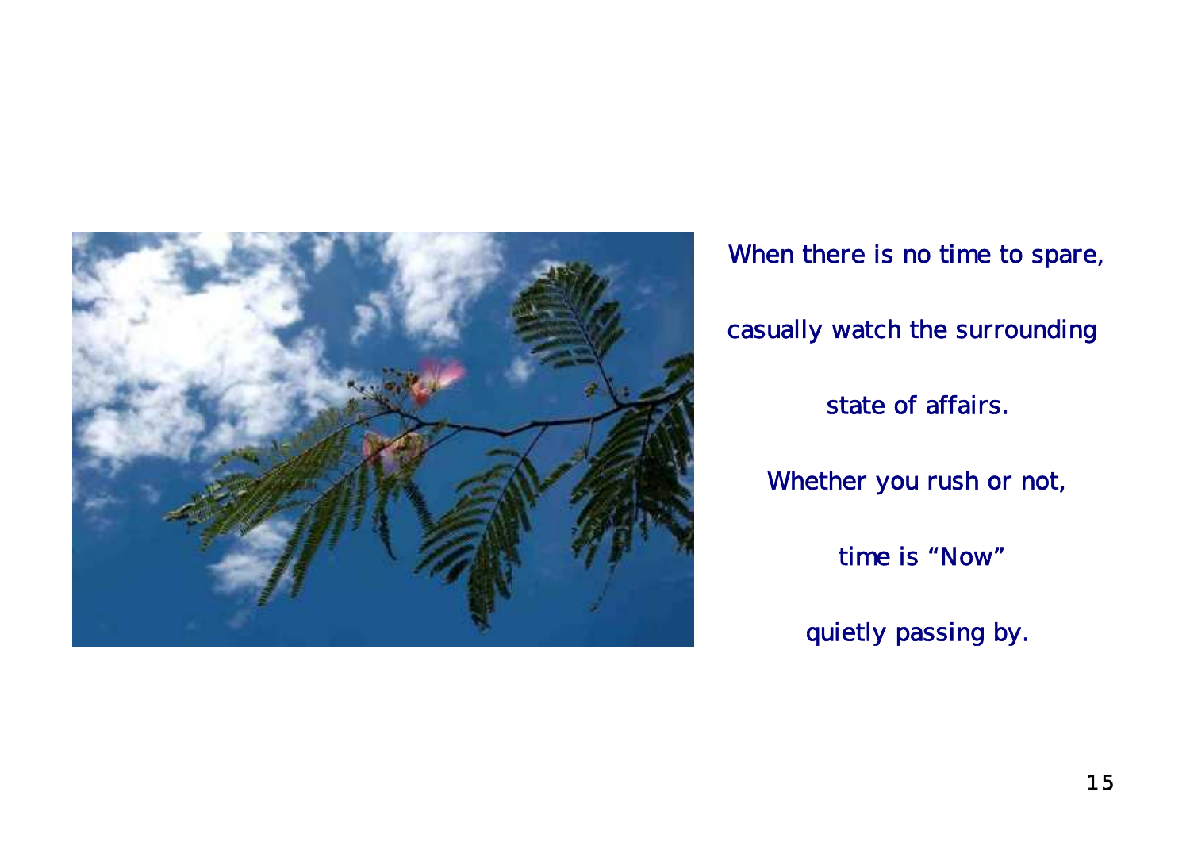When there is no time to spare,

casually watch the surrounding

state of affairs.

Whether you rush or not,

time is “Now”

quietly passing by.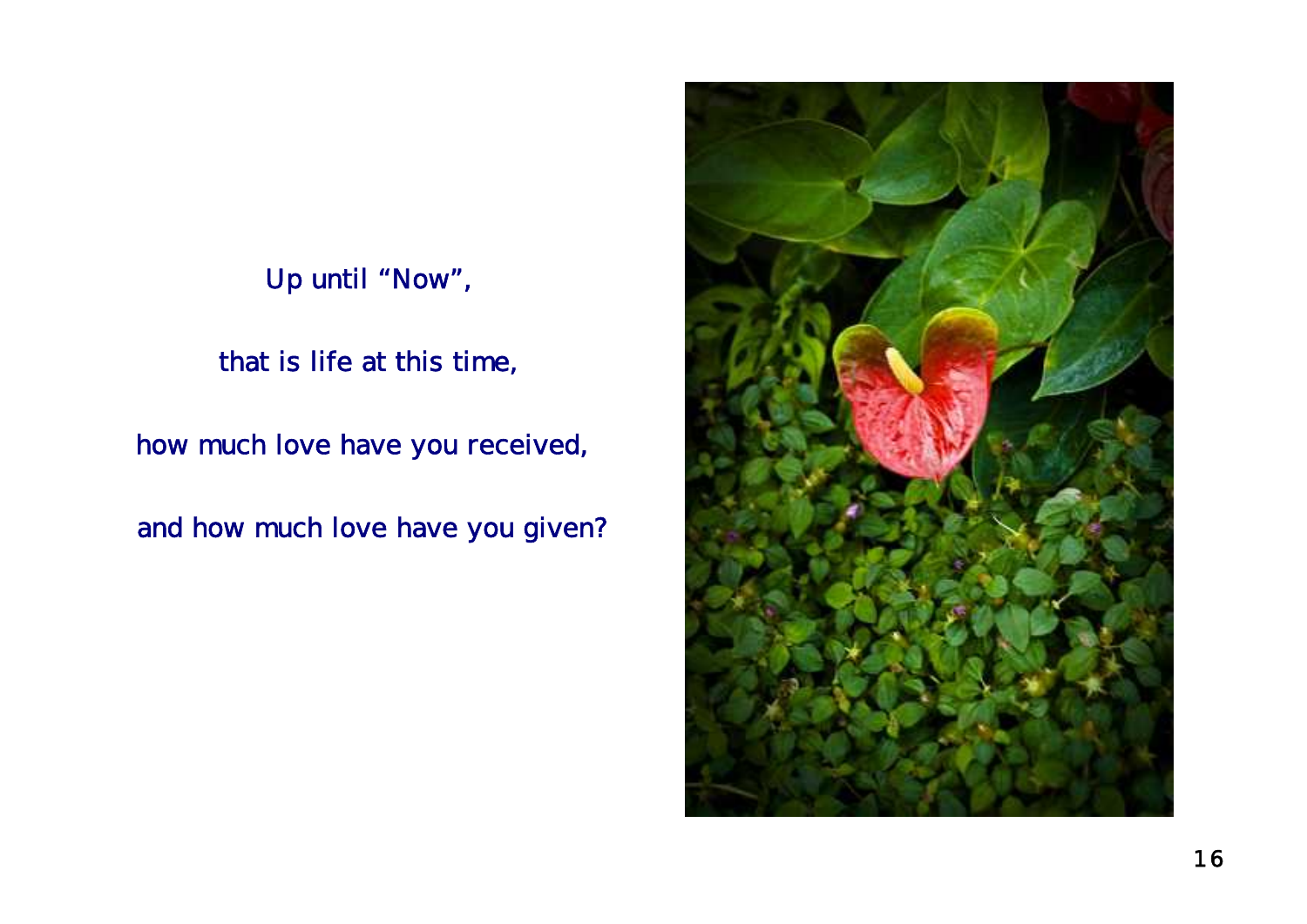Up until “Now”,

that is life at this time,

how much love have you received,

and how much love have you given?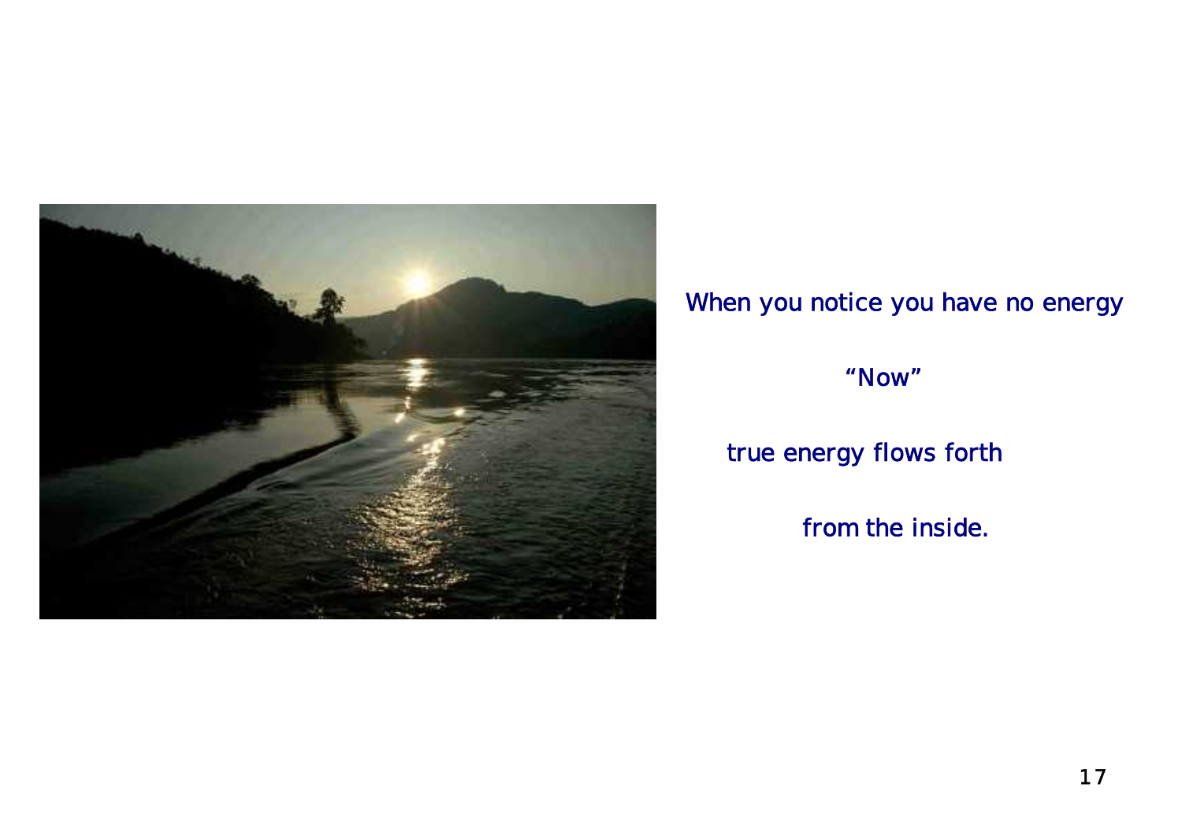When you notice you have no energy

"Now"

true energy flows forth

from the inside.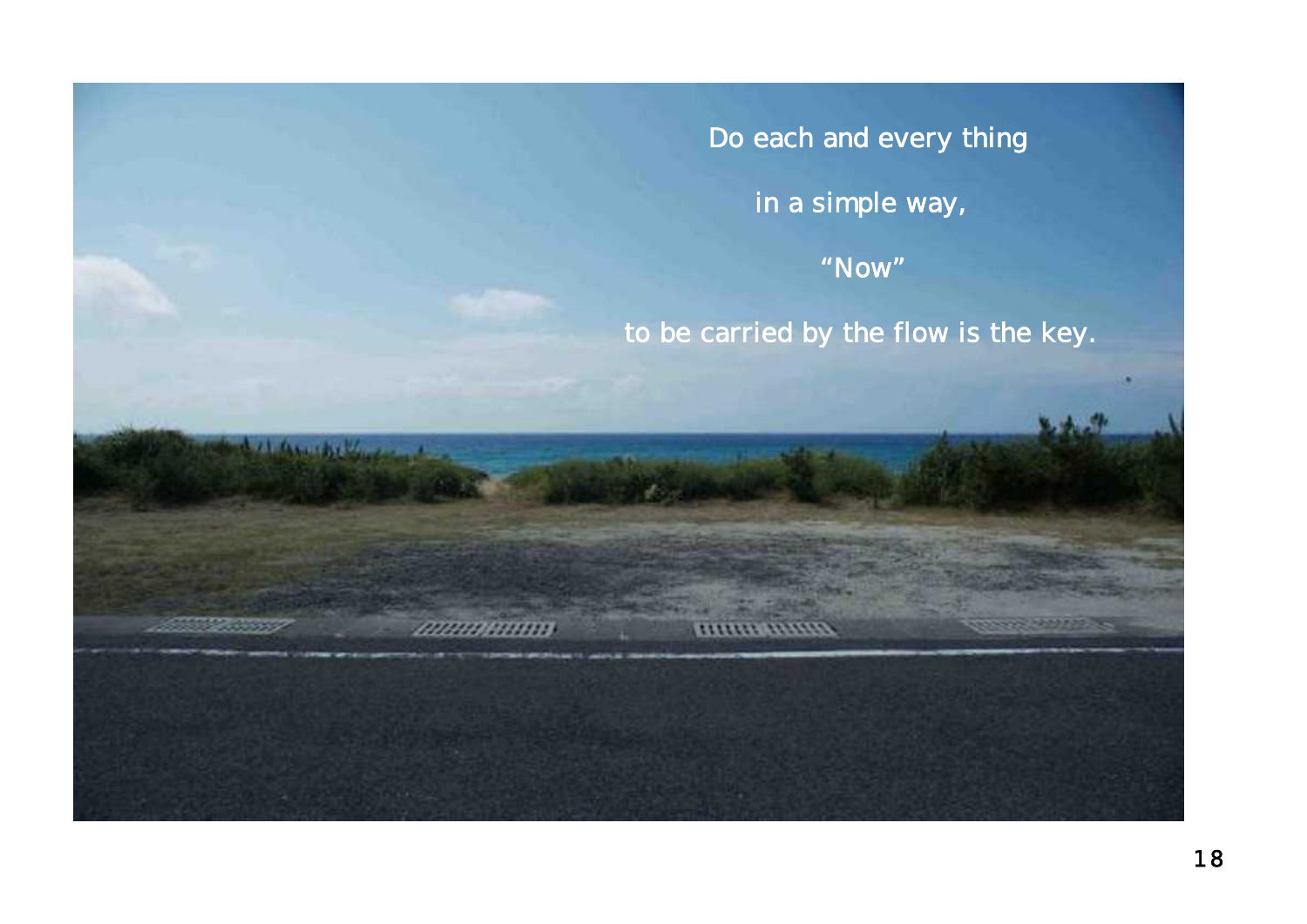Do each and every thing

in a simple way,

“Now”

to be carried by the flow is the key.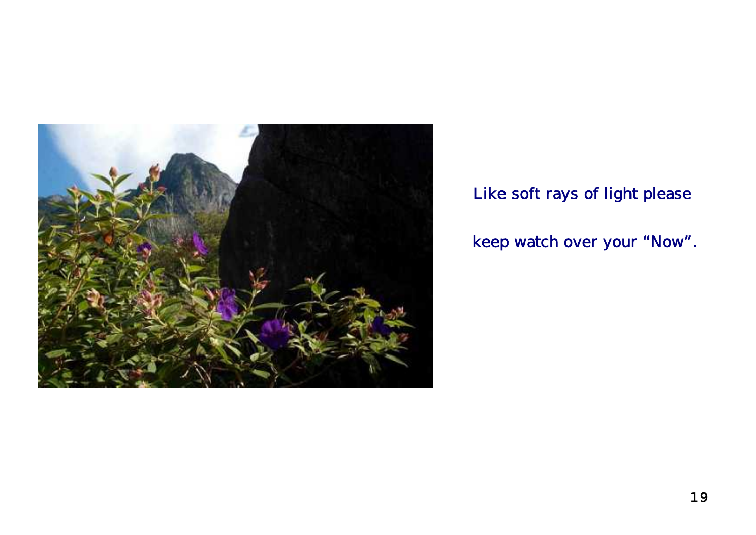Like soft rays of light please

keep watch over your “Now”.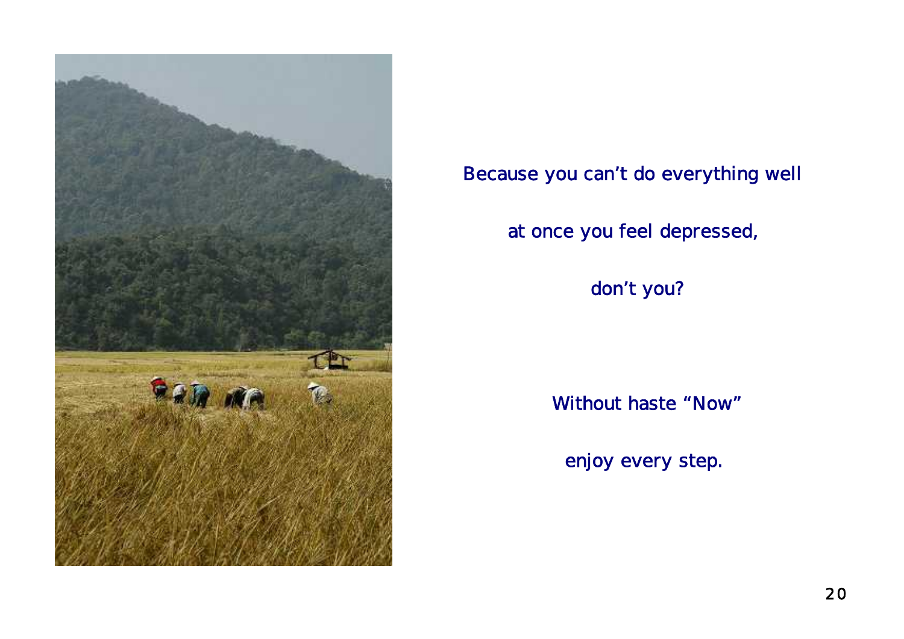Because you can't do everything well

at once you feel depressed,

don't you?

Without haste "Now"

enjoy every step.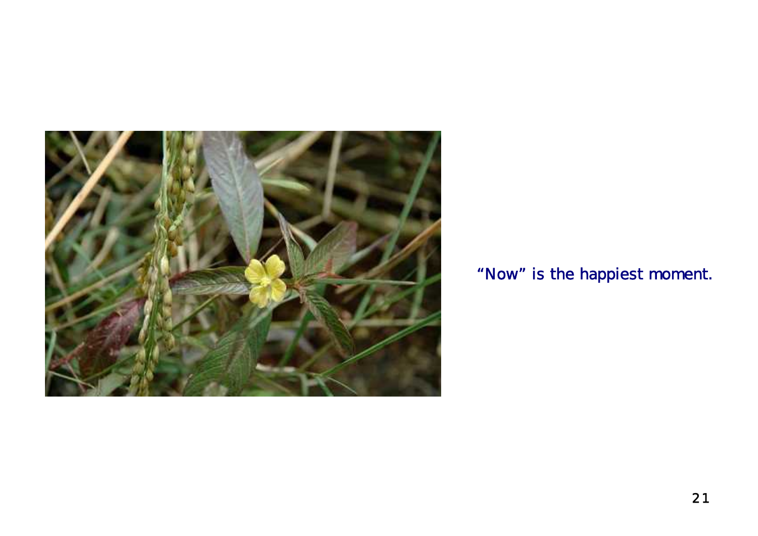“Now” is the happiest moment.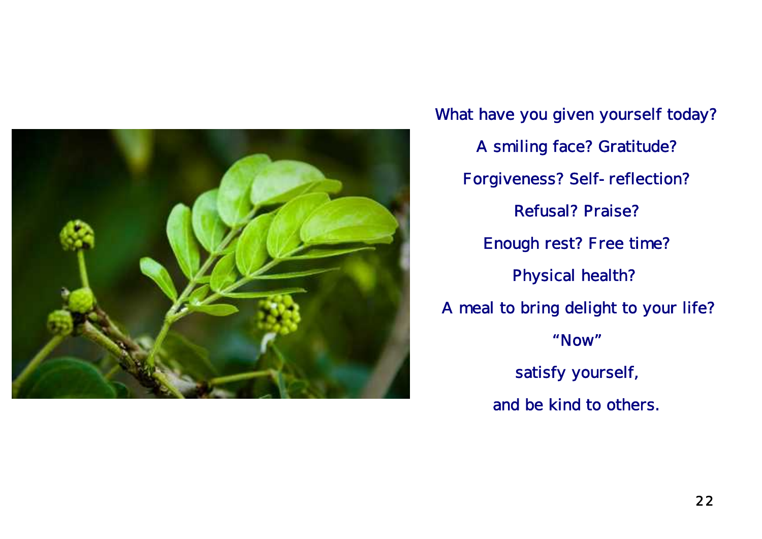What have you given yourself today?

A smiling face? Gratitude?

Forgiveness? Self- reflection?

Refusal? Praise?

Enough rest? Free time?

Physical health?

A meal to bring delight to your life?

"Now"

satisfy yourself,

and be kind to others.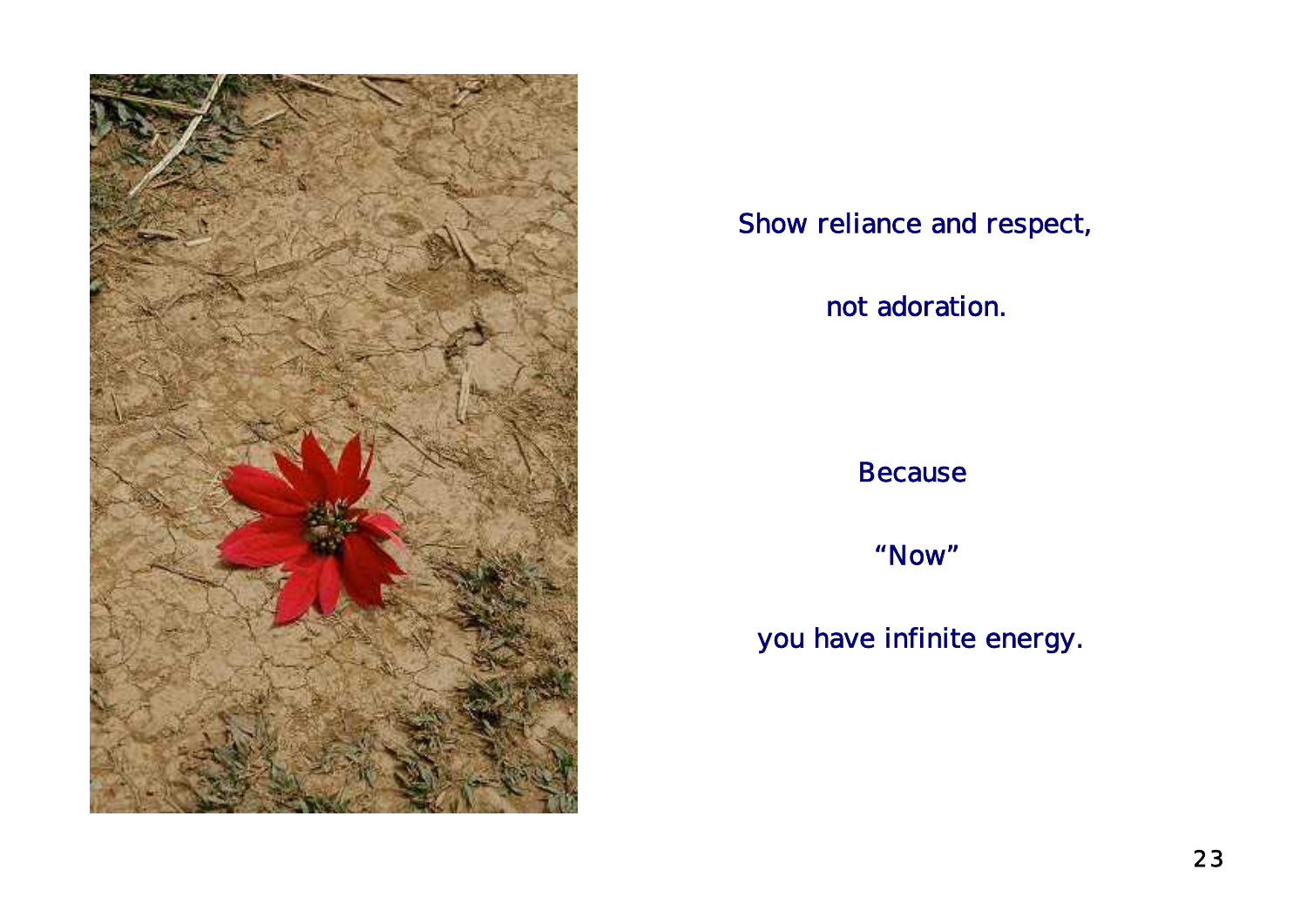Show reliance and respect,

not adoration.

Because

"Now"

you have infinite energy.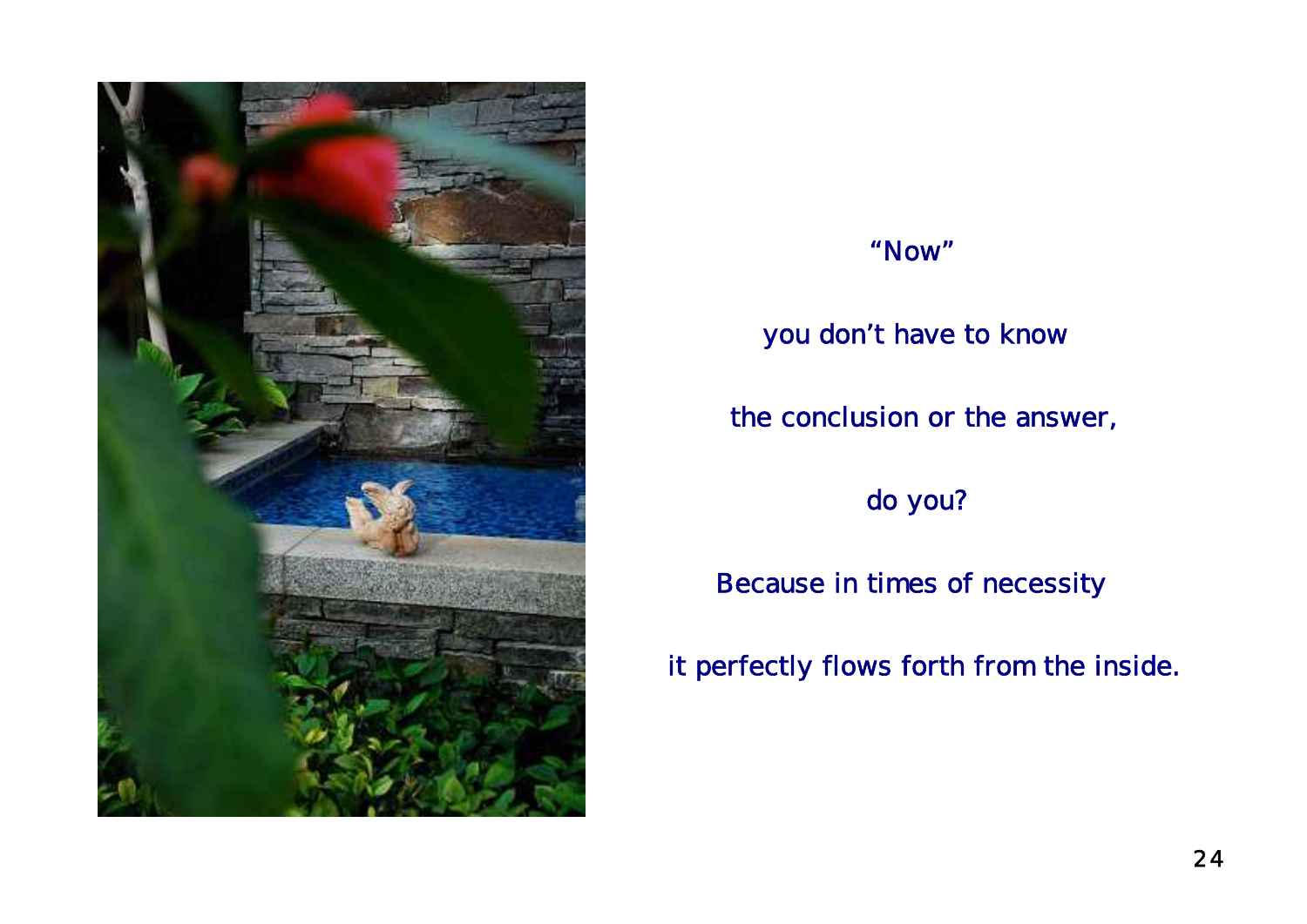"Now"

you don't have to know

the conclusion or the answer,

do you?

Because in times of necessity

it perfectly flows forth from the inside.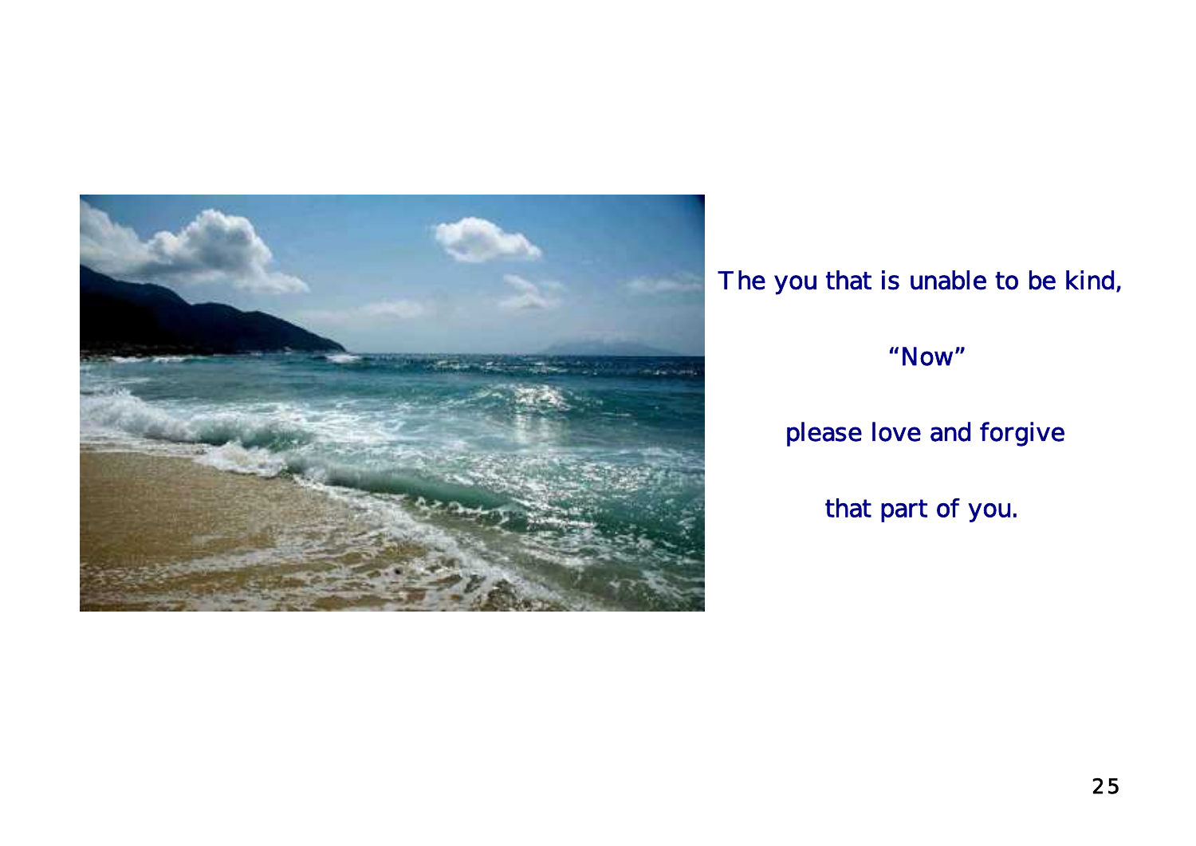The you that is unable to be kind,

"Now"

please love and forgive

that part of you.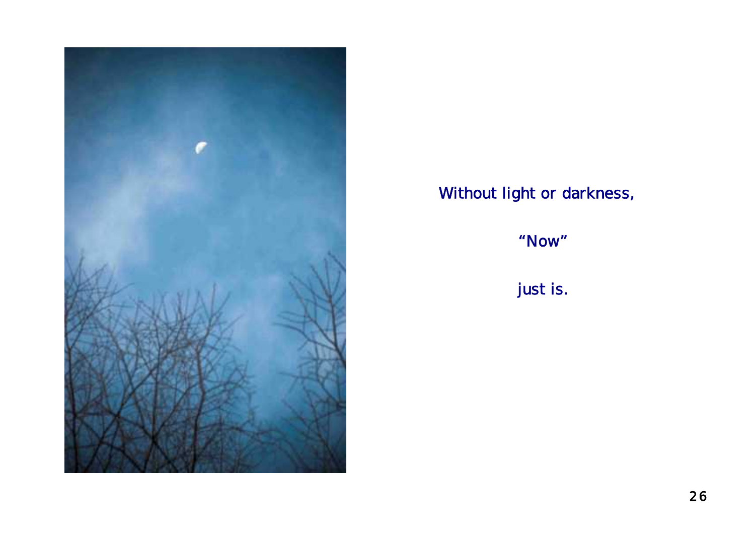Without light or darkness,

"Now"

just is.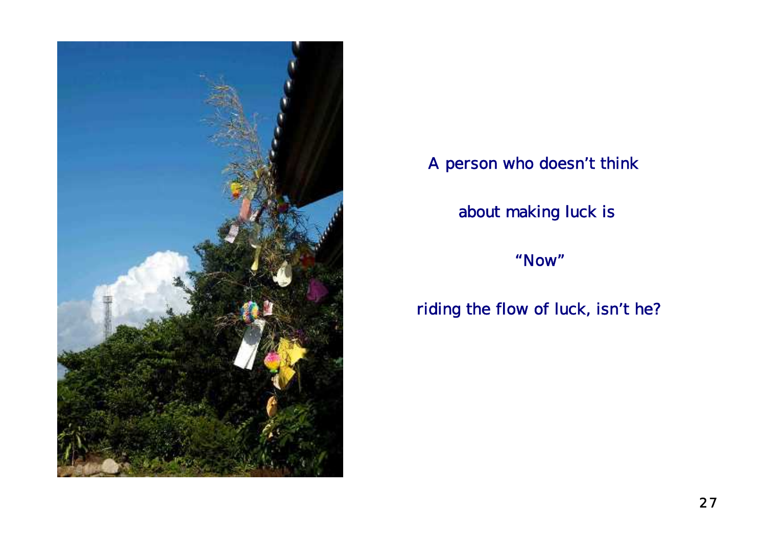A person who doesn’t think

about making luck is

“Now”

riding the flow of luck, isn’t he?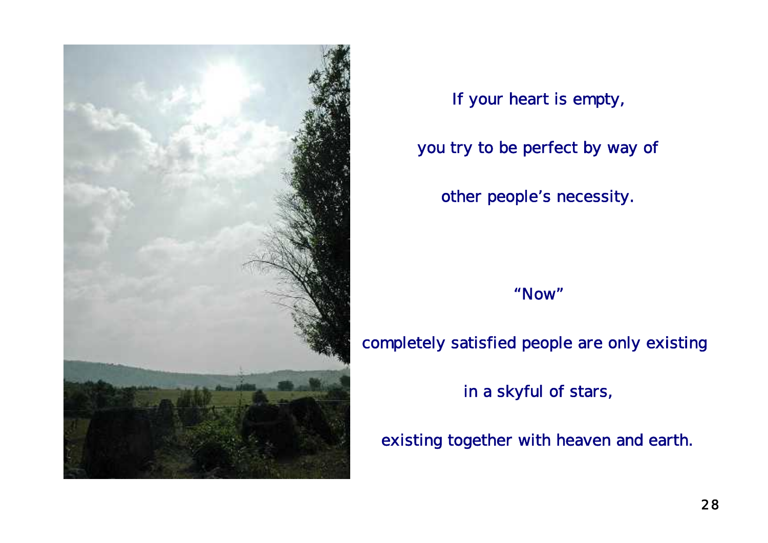If your heart is empty,

you try to be perfect by way of

other people's necessity.

"Now"

completely satisfied people are only existing

in a skyful of stars,

existing together with heaven and earth.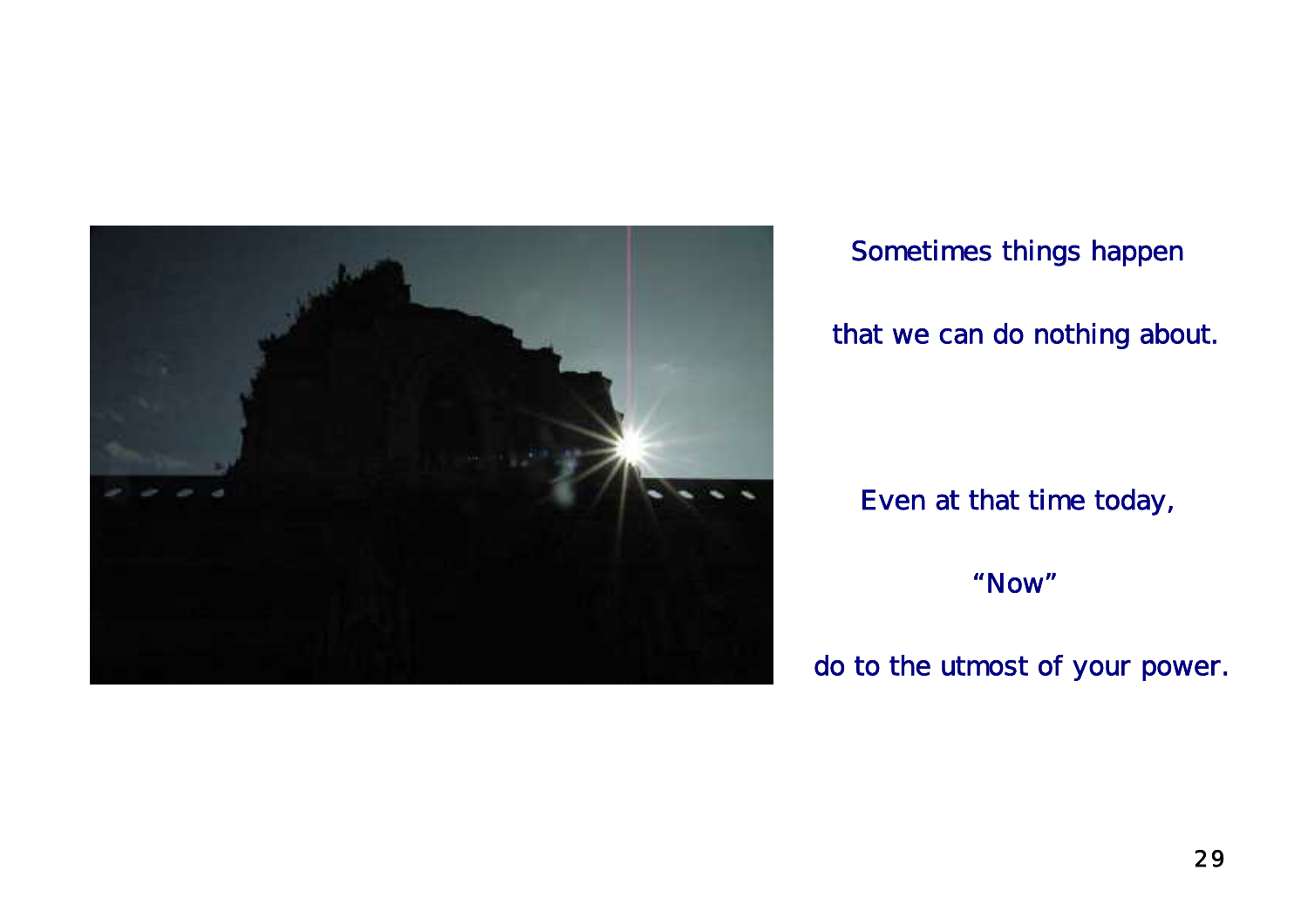Sometimes things happen

that we can do nothing about.

Even at that time today,

"Now"

do to the utmost of your power.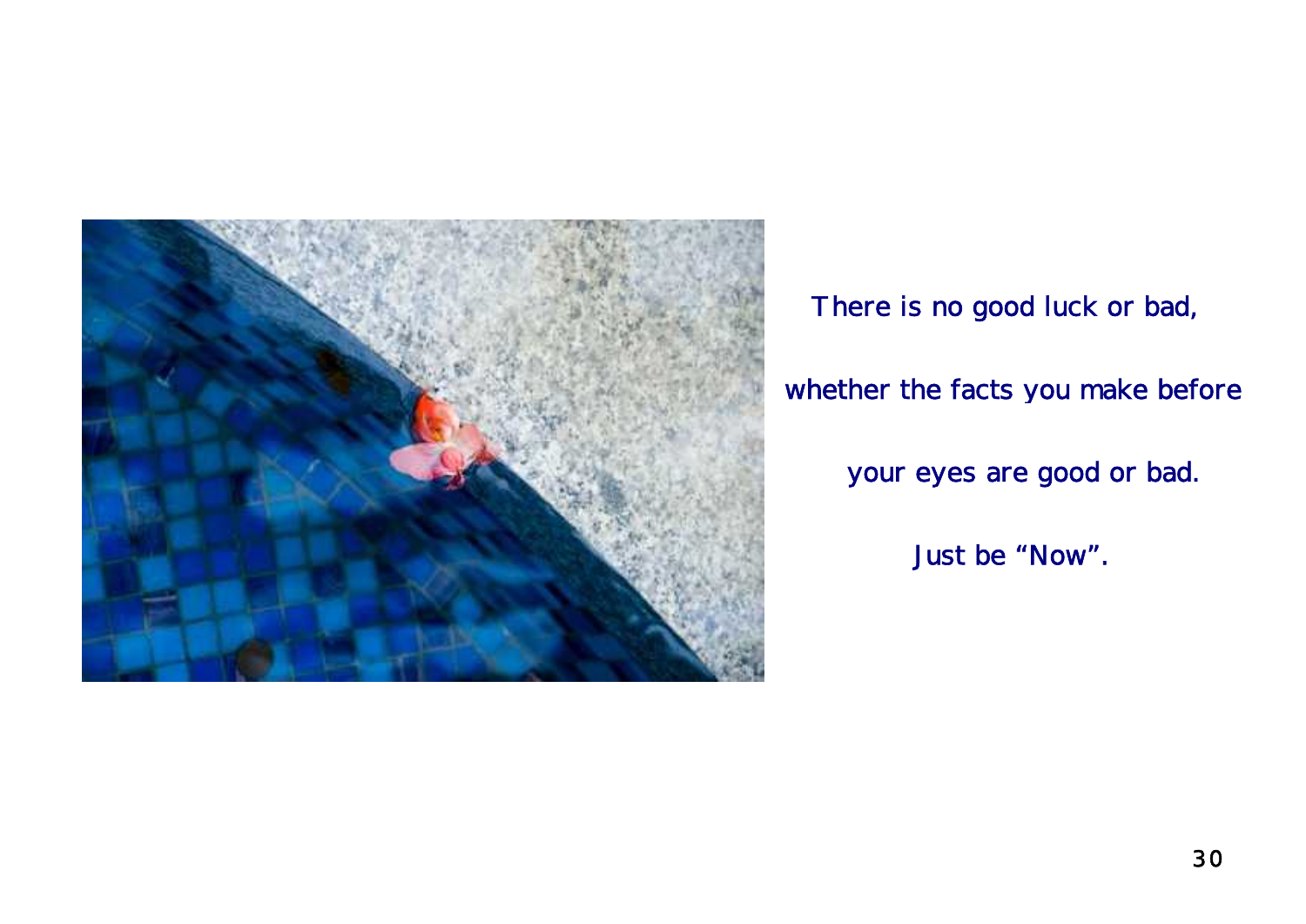There is no good luck or bad,

whether the facts you make before

your eyes are good or bad.

Just be “Now”.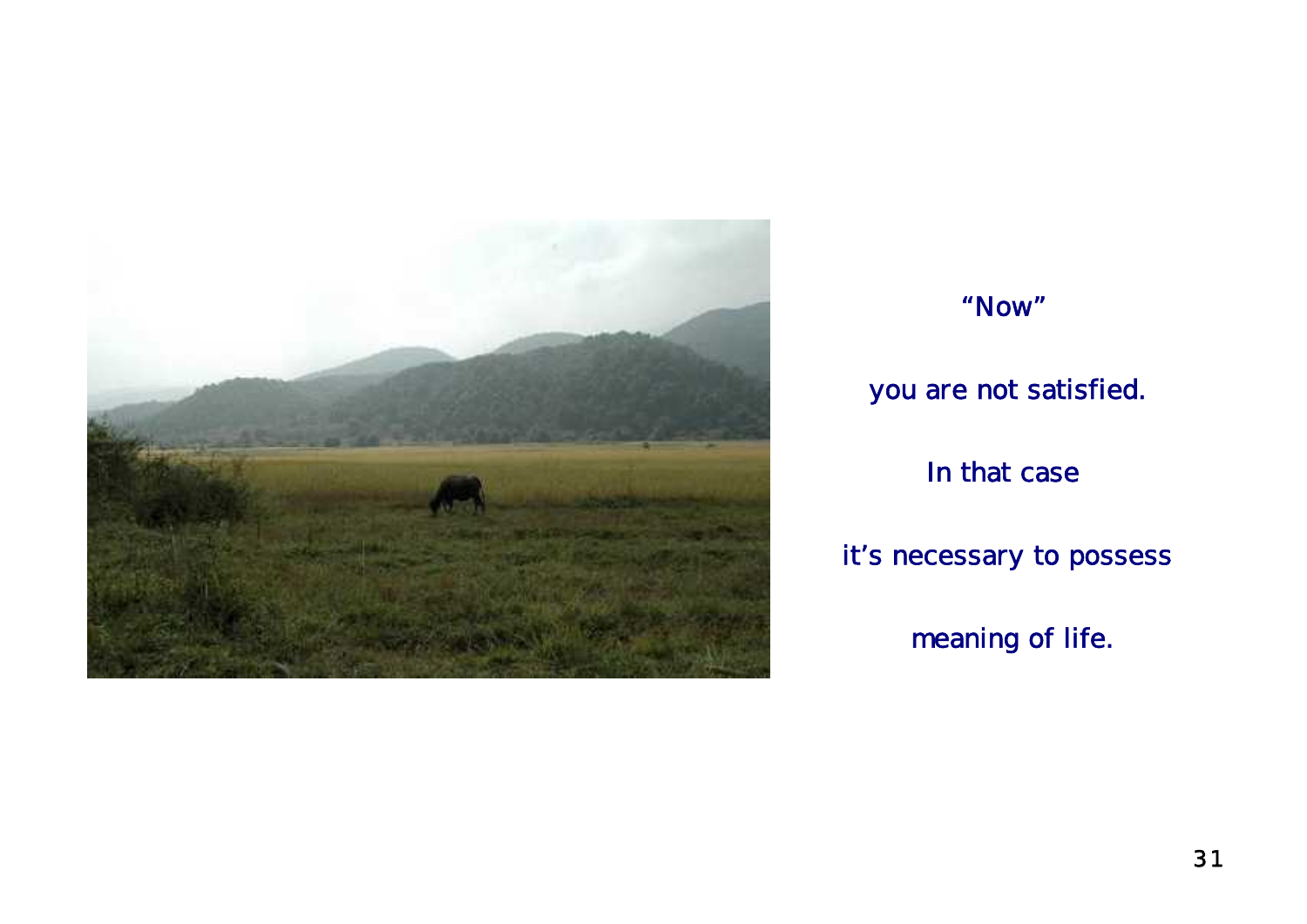"Now"

you are not satisfied.

In that case

it's necessary to possess

meaning of life.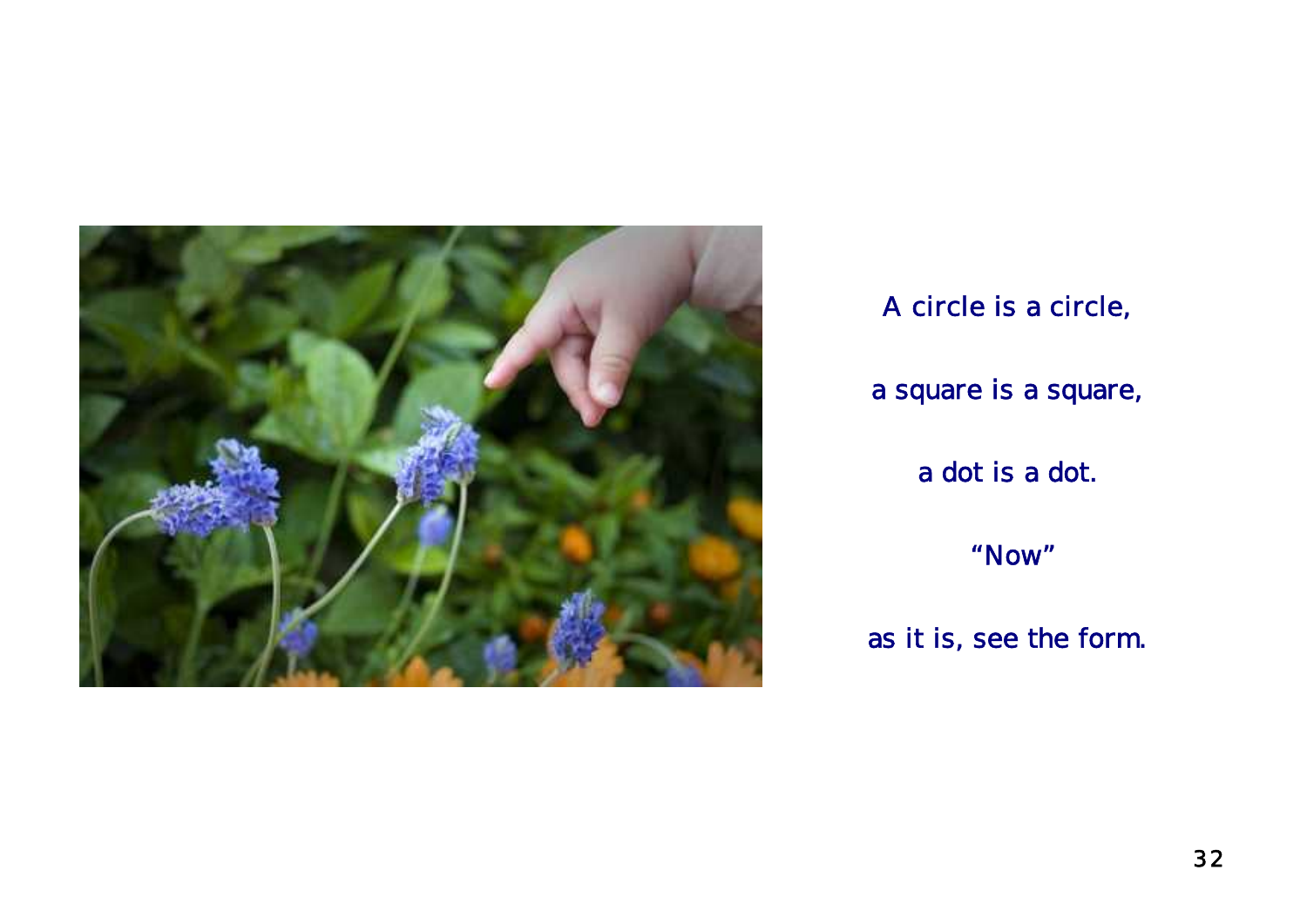A circle is a circle,

a square is a square,

a dot is a dot.

“Now”

as it is, see the form.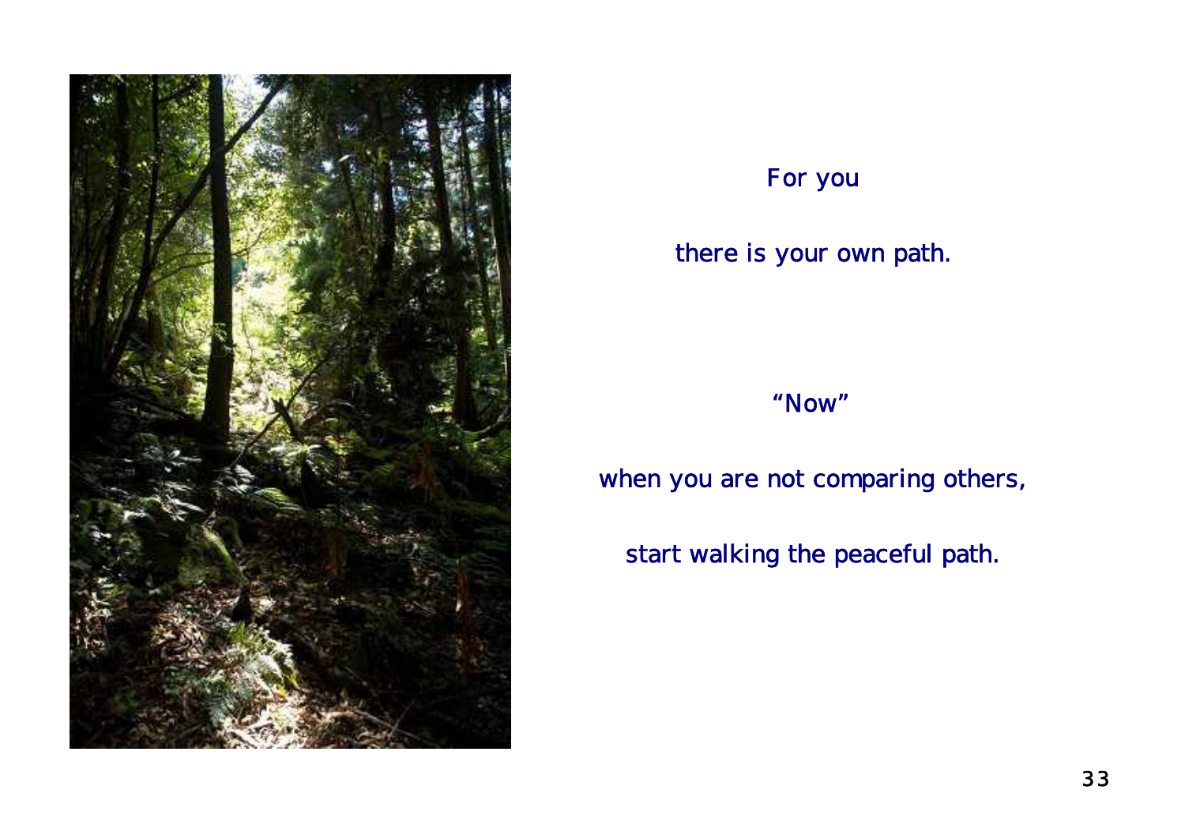For you

there is your own path.

“Now”

when you are not comparing others,

start walking the peaceful path.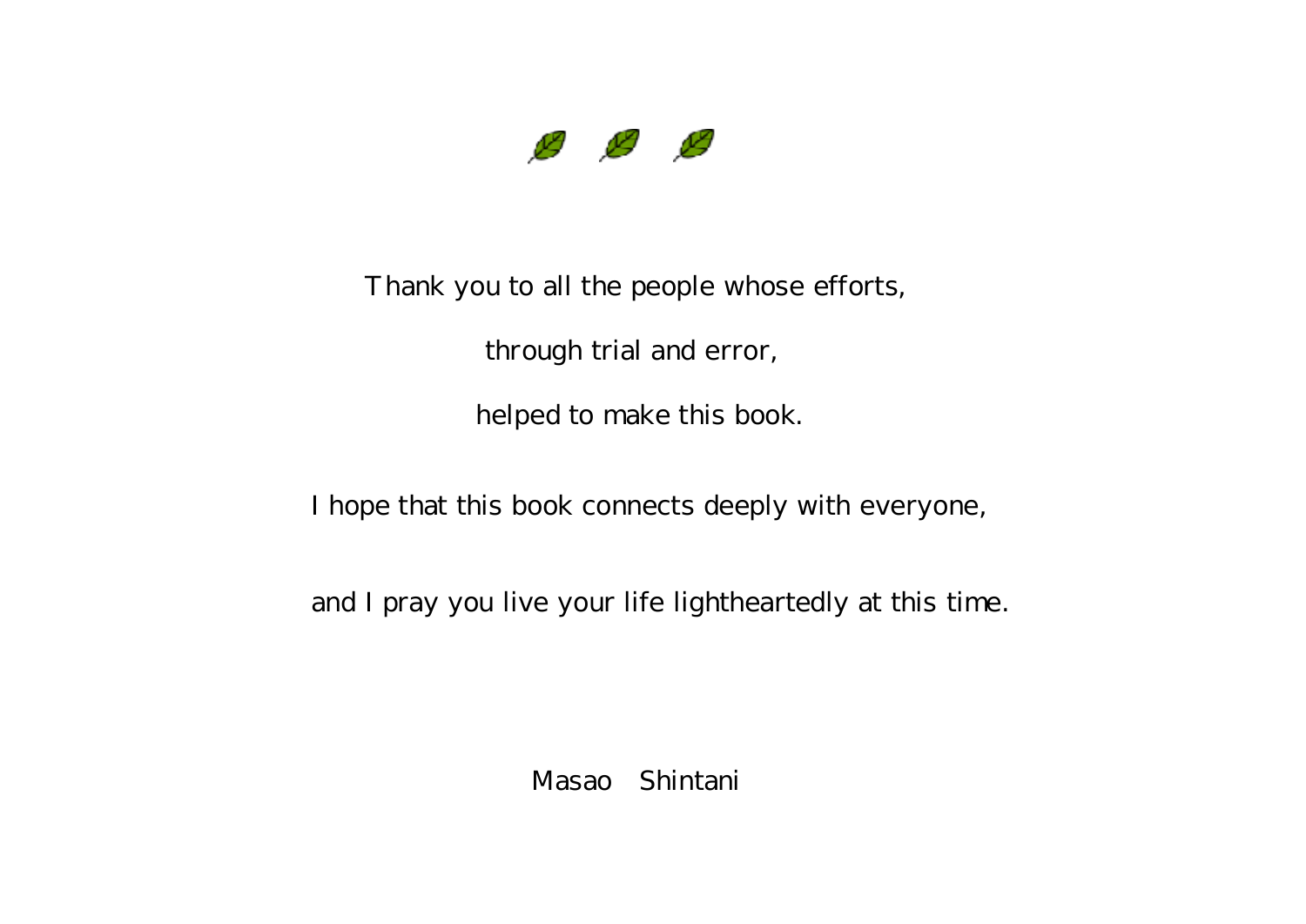Thank you to all the people whose efforts,

through trial and error,

helped to make this book.

I hope that this book connects deeply with everyone,

and I pray you live your life lightheartedly at this time.

Masao Shintani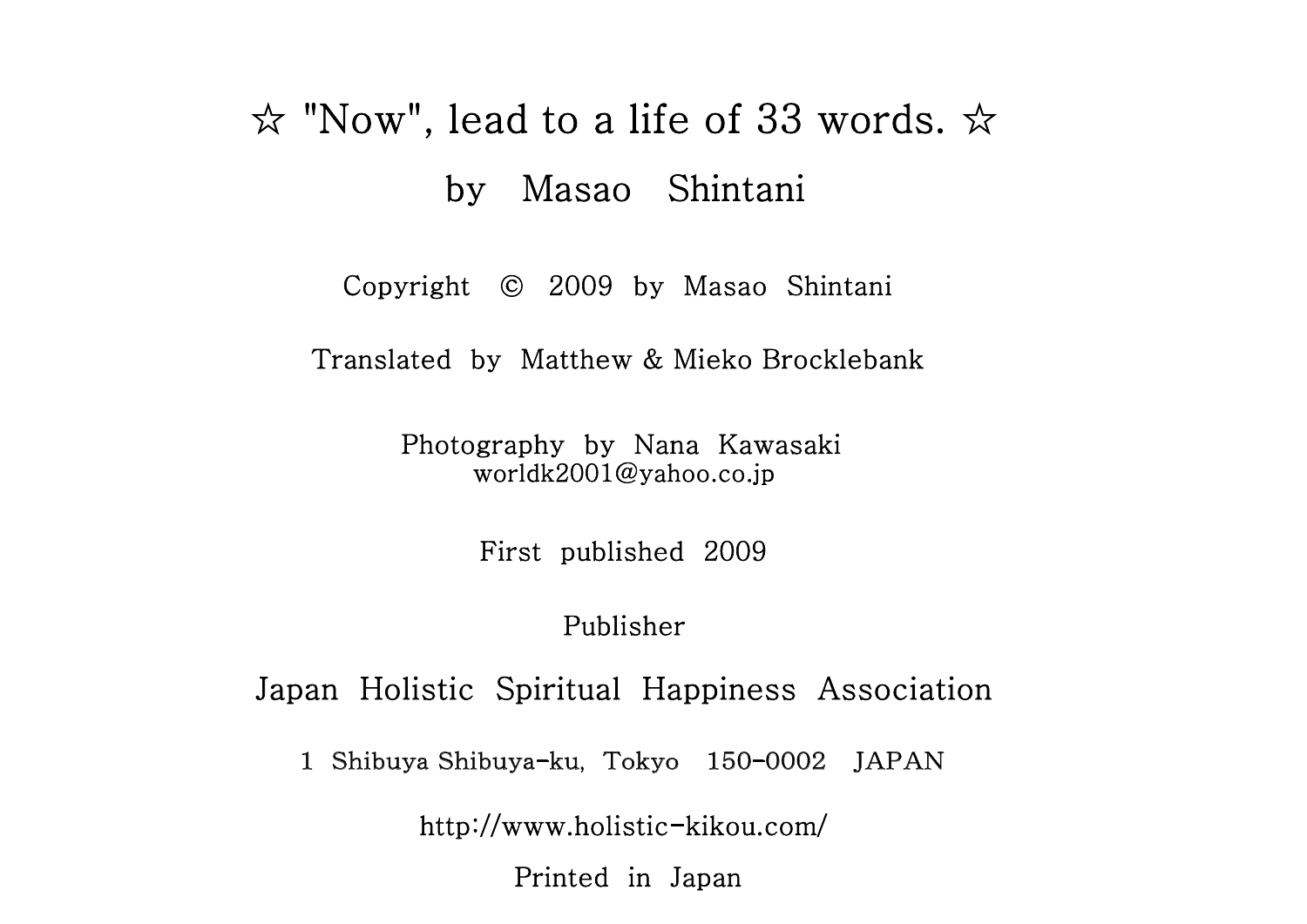# ☆ "Now", lead to a life of 33 words. ☆

## by Masao Shintani

Copyright © 2009 by Masao Shintani

Translated by Matthew & Mieko Brocklebank

Photography by Nana Kawasaki
worldk2001@yahoo.co.jp

First published 2009

Publisher

Japan Holistic Spiritual Happiness Association

1 Shibuya Shibuya-ku, Tokyo 150-0002 JAPAN

http://www.holistic-kikou.com/

Printed in Japan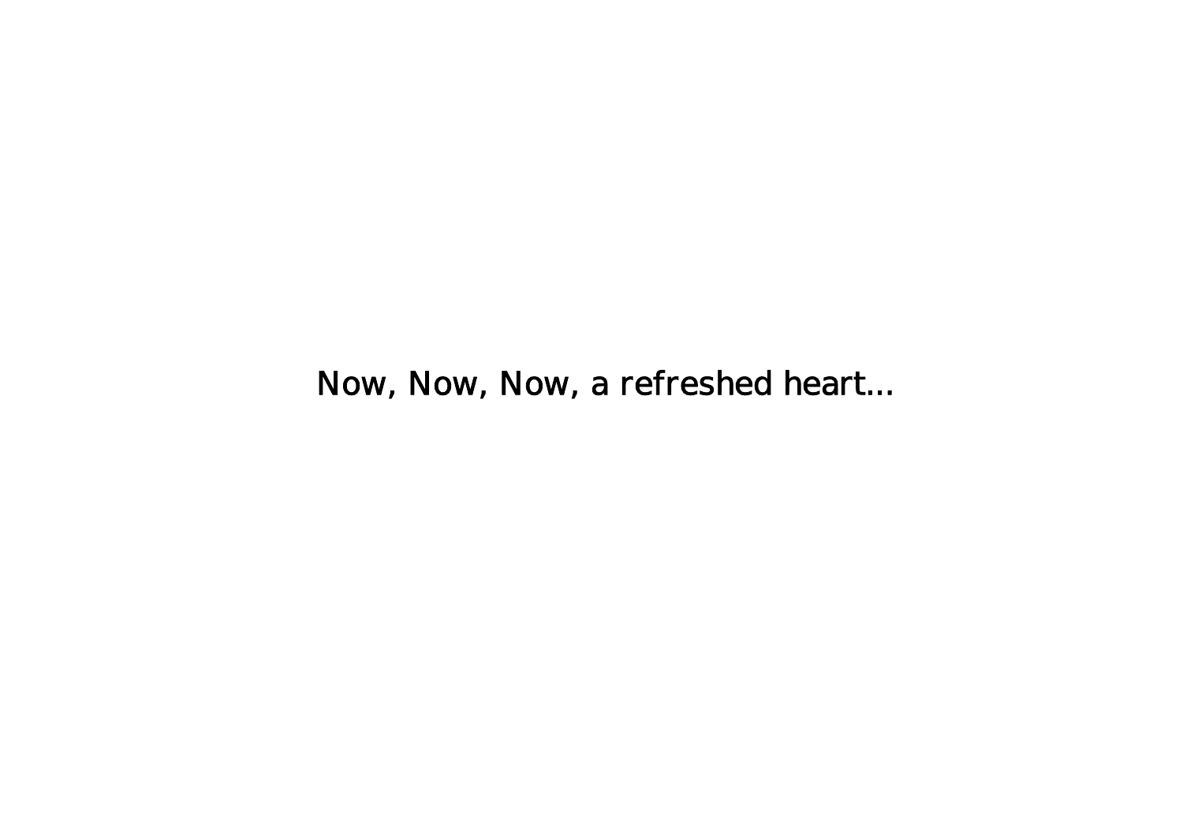Now, Now, Now, a refreshed heart...